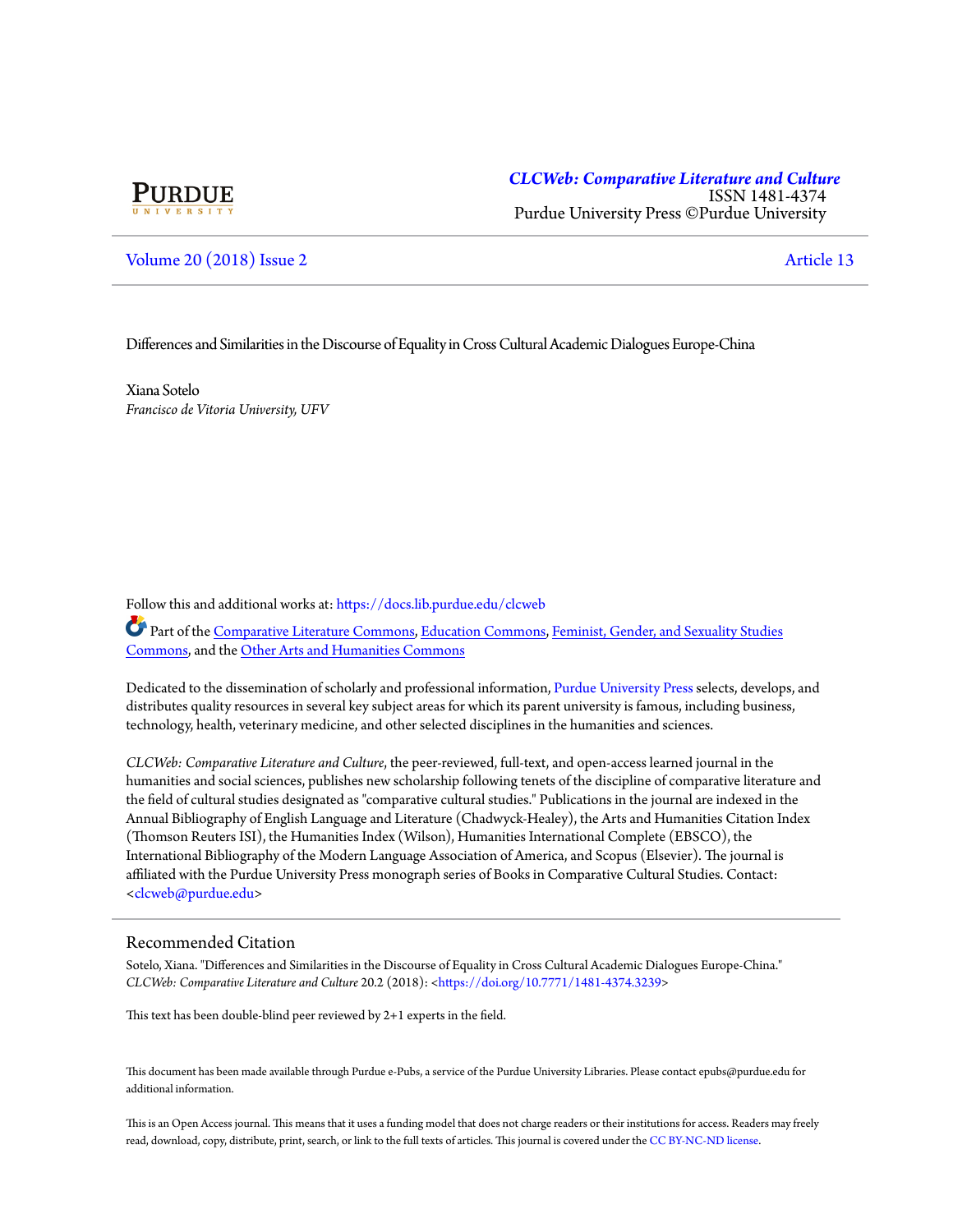PURDUE
UNIVERSITY

*CLCWeb: Comparative Literature and Culture*
ISSN 1481-4374
Purdue University Press ©Purdue University

Volume 20 (2018) Issue 2 — Article 13

# Differences and Similarities in the Discourse of Equality in Cross Cultural Academic Dialogues Europe-China

Xiana Sotelo
*Francisco de Vitoria University, UFV*

Follow this and additional works at: https://docs.lib.purdue.edu/clcweb

Part of the Comparative Literature Commons, Education Commons, Feminist, Gender, and Sexuality Studies Commons, and the Other Arts and Humanities Commons

Dedicated to the dissemination of scholarly and professional information, Purdue University Press selects, develops, and distributes quality resources in several key subject areas for which its parent university is famous, including business, technology, health, veterinary medicine, and other selected disciplines in the humanities and sciences.

*CLCWeb: Comparative Literature and Culture*, the peer-reviewed, full-text, and open-access learned journal in the humanities and social sciences, publishes new scholarship following tenets of the discipline of comparative literature and the field of cultural studies designated as "comparative cultural studies." Publications in the journal are indexed in the Annual Bibliography of English Language and Literature (Chadwyck-Healey), the Arts and Humanities Citation Index (Thomson Reuters ISI), the Humanities Index (Wilson), Humanities International Complete (EBSCO), the International Bibliography of the Modern Language Association of America, and Scopus (Elsevier). The journal is affiliated with the Purdue University Press monograph series of Books in Comparative Cultural Studies. Contact: <clcweb@purdue.edu>

## Recommended Citation

Sotelo, Xiana. "Differences and Similarities in the Discourse of Equality in Cross Cultural Academic Dialogues Europe-China." *CLCWeb: Comparative Literature and Culture* 20.2 (2018): <https://doi.org/10.7771/1481-4374.3239>

This text has been double-blind peer reviewed by 2+1 experts in the field.

This document has been made available through Purdue e-Pubs, a service of the Purdue University Libraries. Please contact epubs@purdue.edu for additional information.

This is an Open Access journal. This means that it uses a funding model that does not charge readers or their institutions for access. Readers may freely read, download, copy, distribute, print, search, or link to the full texts of articles. This journal is covered under the CC BY-NC-ND license.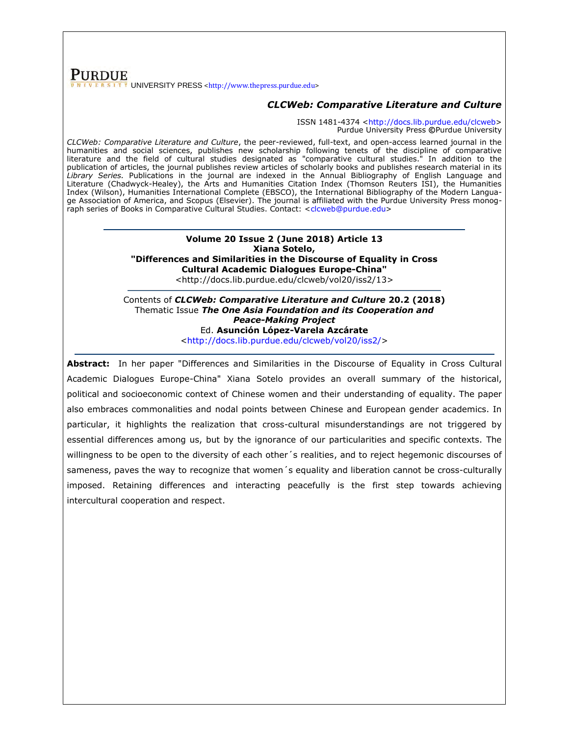**PURDUE** UNIVERSITY PRESS <http://www.thepress.purdue.edu>

***CLCWeb: Comparative Literature and Culture***

ISSN 1481-4374 <http://docs.lib.purdue.edu/clcweb>
Purdue University Press ©Purdue University

*CLCWeb: Comparative Literature and Culture*, the peer-reviewed, full-text, and open-access learned journal in the humanities and social sciences, publishes new scholarship following tenets of the discipline of comparative literature and the field of cultural studies designated as "comparative cultural studies." In addition to the publication of articles, the journal publishes review articles of scholarly books and publishes research material in its *Library Series.* Publications in the journal are indexed in the Annual Bibliography of English Language and Literature (Chadwyck-Healey), the Arts and Humanities Citation Index (Thomson Reuters ISI), the Humanities Index (Wilson), Humanities International Complete (EBSCO), the International Bibliography of the Modern Language Association of America, and Scopus (Elsevier). The journal is affiliated with the Purdue University Press monograph series of Books in Comparative Cultural Studies. Contact: <clcweb@purdue.edu>

---

**Volume 20 Issue 2 (June 2018) Article 13**
**Xiana Sotelo,**
**"Differences and Similarities in the Discourse of Equality in Cross Cultural Academic Dialogues Europe-China"**
<http://docs.lib.purdue.edu/clcweb/vol20/iss2/13>

---

Contents of ***CLCWeb: Comparative Literature and Culture*** **20.2 (2018)**
Thematic Issue ***The One Asia Foundation and its Cooperation and Peace-Making Project***
Ed. **Asunción López-Varela Azcárate**
<http://docs.lib.purdue.edu/clcweb/vol20/iss2/>

---

**Abstract:** In her paper "Differences and Similarities in the Discourse of Equality in Cross Cultural Academic Dialogues Europe-China" Xiana Sotelo provides an overall summary of the historical, political and socioeconomic context of Chinese women and their understanding of equality. The paper also embraces commonalities and nodal points between Chinese and European gender academics. In particular, it highlights the realization that cross-cultural misunderstandings are not triggered by essential differences among us, but by the ignorance of our particularities and specific contexts. The willingness to be open to the diversity of each other´s realities, and to reject hegemonic discourses of sameness, paves the way to recognize that women´s equality and liberation cannot be cross-culturally imposed. Retaining differences and interacting peacefully is the first step towards achieving intercultural cooperation and respect.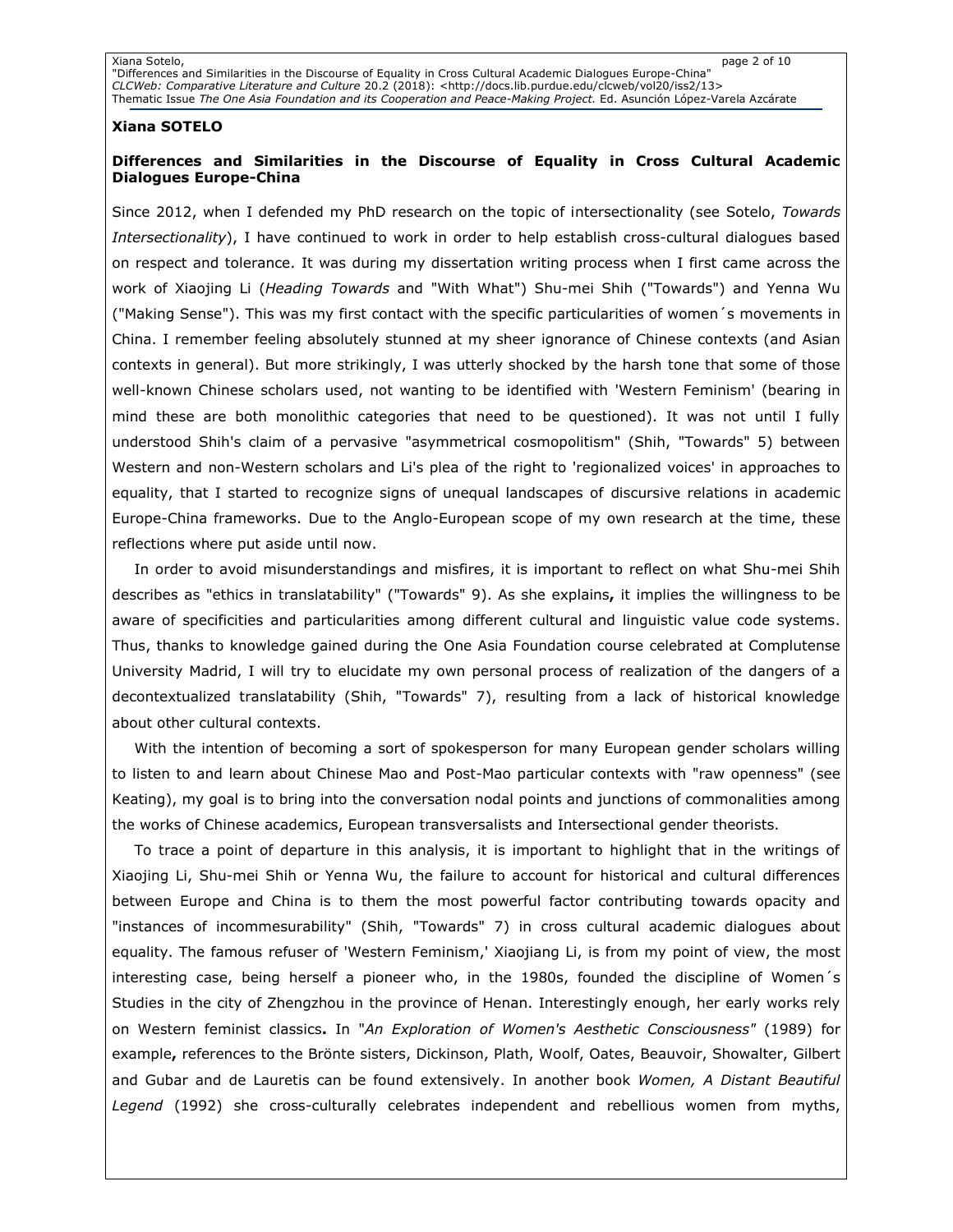**Xiana SOTELO**

**Differences and Similarities in the Discourse of Equality in Cross Cultural Academic Dialogues Europe-China**

Since 2012, when I defended my PhD research on the topic of intersectionality (see Sotelo, *Towards Intersectionality*), I have continued to work in order to help establish cross-cultural dialogues based on respect and tolerance. It was during my dissertation writing process when I first came across the work of Xiaojing Li (*Heading Towards* and "With What") Shu-mei Shih ("Towards") and Yenna Wu ("Making Sense"). This was my first contact with the specific particularities of women´s movements in China. I remember feeling absolutely stunned at my sheer ignorance of Chinese contexts (and Asian contexts in general). But more strikingly, I was utterly shocked by the harsh tone that some of those well-known Chinese scholars used, not wanting to be identified with 'Western Feminism' (bearing in mind these are both monolithic categories that need to be questioned). It was not until I fully understood Shih's claim of a pervasive "asymmetrical cosmopolitism" (Shih, "Towards" 5) between Western and non-Western scholars and Li's plea of the right to 'regionalized voices' in approaches to equality, that I started to recognize signs of unequal landscapes of discursive relations in academic Europe-China frameworks. Due to the Anglo-European scope of my own research at the time, these reflections where put aside until now.

In order to avoid misunderstandings and misfires, it is important to reflect on what Shu-mei Shih describes as "ethics in translatability" ("Towards" 9). As she explains**,** it implies the willingness to be aware of specificities and particularities among different cultural and linguistic value code systems. Thus, thanks to knowledge gained during the One Asia Foundation course celebrated at Complutense University Madrid, I will try to elucidate my own personal process of realization of the dangers of a decontextualized translatability (Shih, "Towards" 7), resulting from a lack of historical knowledge about other cultural contexts.

With the intention of becoming a sort of spokesperson for many European gender scholars willing to listen to and learn about Chinese Mao and Post-Mao particular contexts with "raw openness" (see Keating), my goal is to bring into the conversation nodal points and junctions of commonalities among the works of Chinese academics, European transversalists and Intersectional gender theorists.

To trace a point of departure in this analysis, it is important to highlight that in the writings of Xiaojing Li, Shu-mei Shih or Yenna Wu, the failure to account for historical and cultural differences between Europe and China is to them the most powerful factor contributing towards opacity and "instances of incommesurability" (Shih, "Towards" 7) in cross cultural academic dialogues about equality. The famous refuser of 'Western Feminism,' Xiaojiang Li, is from my point of view, the most interesting case, being herself a pioneer who, in the 1980s, founded the discipline of Women´s Studies in the city of Zhengzhou in the province of Henan. Interestingly enough, her early works rely on Western feminist classics**.** In "*An Exploration of Women's Aesthetic Consciousness*" (1989) for example**,** references to the Brönte sisters, Dickinson, Plath, Woolf, Oates, Beauvoir, Showalter, Gilbert and Gubar and de Lauretis can be found extensively. In another book *Women, A Distant Beautiful Legend* (1992) she cross-culturally celebrates independent and rebellious women from myths,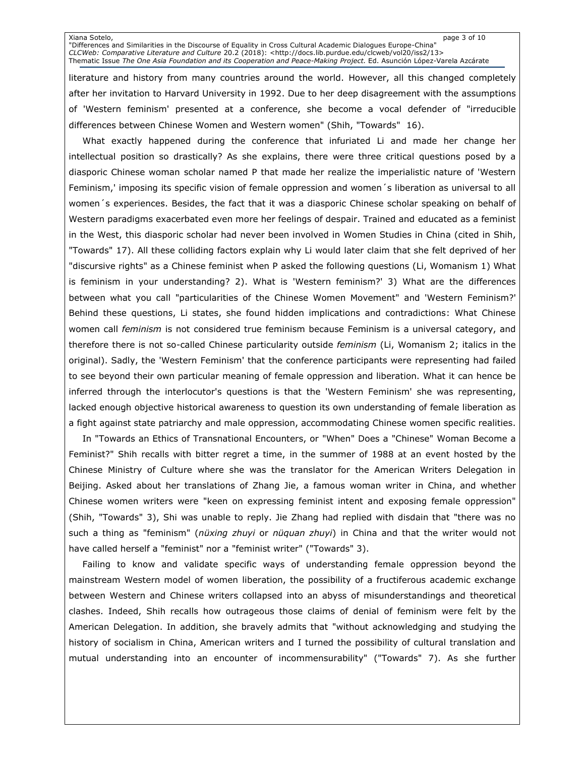literature and history from many countries around the world. However, all this changed completely after her invitation to Harvard University in 1992. Due to her deep disagreement with the assumptions of 'Western feminism' presented at a conference, she become a vocal defender of "irreducible differences between Chinese Women and Western women" (Shih, "Towards" 16).

What exactly happened during the conference that infuriated Li and made her change her intellectual position so drastically? As she explains, there were three critical questions posed by a diasporic Chinese woman scholar named P that made her realize the imperialistic nature of 'Western Feminism,' imposing its specific vision of female oppression and women´s liberation as universal to all women´s experiences. Besides, the fact that it was a diasporic Chinese scholar speaking on behalf of Western paradigms exacerbated even more her feelings of despair. Trained and educated as a feminist in the West, this diasporic scholar had never been involved in Women Studies in China (cited in Shih, "Towards" 17). All these colliding factors explain why Li would later claim that she felt deprived of her "discursive rights" as a Chinese feminist when P asked the following questions (Li, Womanism 1) What is feminism in your understanding? 2). What is 'Western feminism?' 3) What are the differences between what you call "particularities of the Chinese Women Movement" and 'Western Feminism?' Behind these questions, Li states, she found hidden implications and contradictions: What Chinese women call *feminism* is not considered true feminism because Feminism is a universal category, and therefore there is not so-called Chinese particularity outside *feminism* (Li, Womanism 2; italics in the original). Sadly, the 'Western Feminism' that the conference participants were representing had failed to see beyond their own particular meaning of female oppression and liberation. What it can hence be inferred through the interlocutor's questions is that the 'Western Feminism' she was representing, lacked enough objective historical awareness to question its own understanding of female liberation as a fight against state patriarchy and male oppression, accommodating Chinese women specific realities.

In "Towards an Ethics of Transnational Encounters, or "When" Does a "Chinese" Woman Become a Feminist?" Shih recalls with bitter regret a time, in the summer of 1988 at an event hosted by the Chinese Ministry of Culture where she was the translator for the American Writers Delegation in Beijing. Asked about her translations of Zhang Jie, a famous woman writer in China, and whether Chinese women writers were "keen on expressing feminist intent and exposing female oppression" (Shih, "Towards" 3), Shi was unable to reply. Jie Zhang had replied with disdain that "there was no such a thing as "feminism" (*nüxing zhuyi* or *nüquan zhuyi*) in China and that the writer would not have called herself a "feminist" nor a "feminist writer" ("Towards" 3).

Failing to know and validate specific ways of understanding female oppression beyond the mainstream Western model of women liberation, the possibility of a fructiferous academic exchange between Western and Chinese writers collapsed into an abyss of misunderstandings and theoretical clashes. Indeed, Shih recalls how outrageous those claims of denial of feminism were felt by the American Delegation. In addition, she bravely admits that "without acknowledging and studying the history of socialism in China, American writers and I turned the possibility of cultural translation and mutual understanding into an encounter of incommensurability" ("Towards" 7). As she further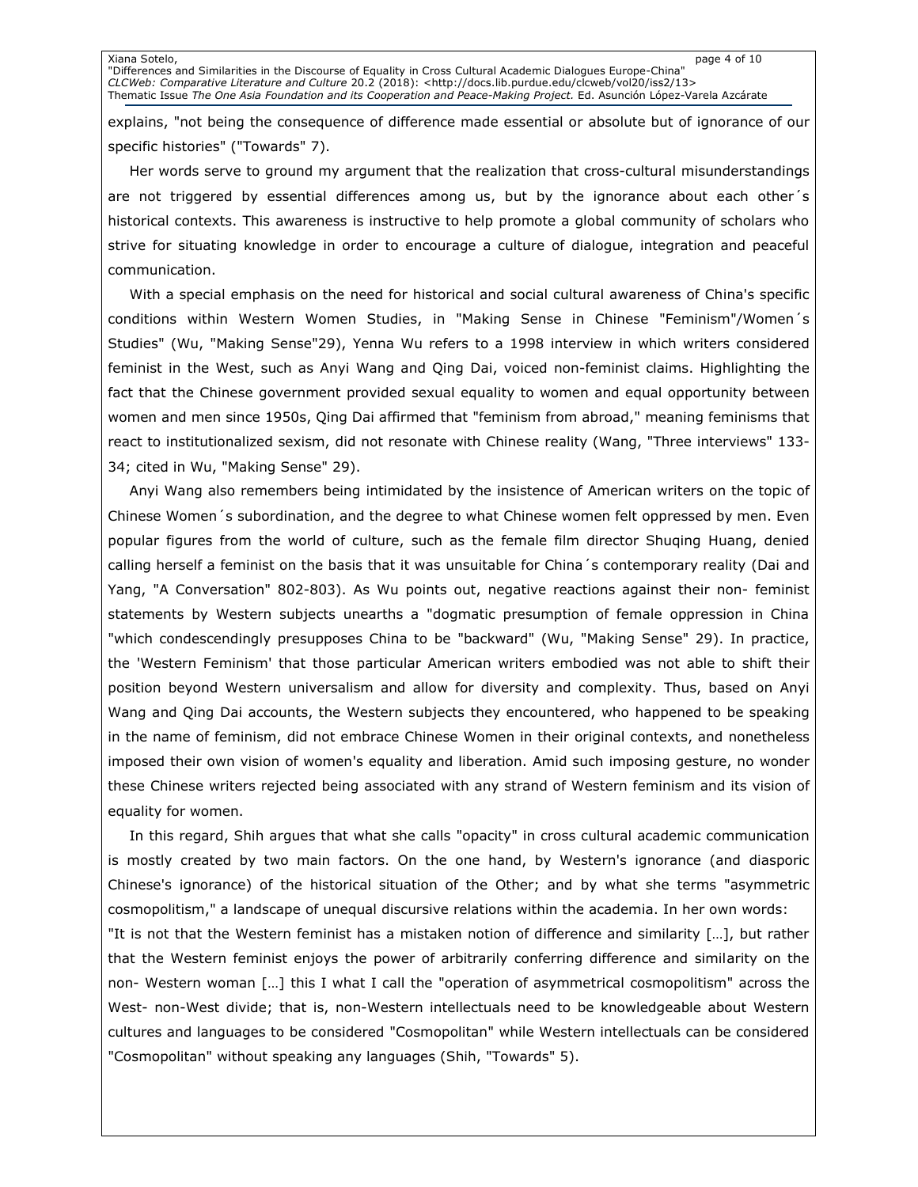explains, "not being the consequence of difference made essential or absolute but of ignorance of our specific histories" ("Towards" 7).

Her words serve to ground my argument that the realization that cross-cultural misunderstandings are not triggered by essential differences among us, but by the ignorance about each other´s historical contexts. This awareness is instructive to help promote a global community of scholars who strive for situating knowledge in order to encourage a culture of dialogue, integration and peaceful communication.

With a special emphasis on the need for historical and social cultural awareness of China's specific conditions within Western Women Studies, in "Making Sense in Chinese "Feminism"/Women´s Studies" (Wu, "Making Sense"29), Yenna Wu refers to a 1998 interview in which writers considered feminist in the West, such as Anyi Wang and Qing Dai, voiced non-feminist claims. Highlighting the fact that the Chinese government provided sexual equality to women and equal opportunity between women and men since 1950s, Qing Dai affirmed that "feminism from abroad," meaning feminisms that react to institutionalized sexism, did not resonate with Chinese reality (Wang, "Three interviews" 133-34; cited in Wu, "Making Sense" 29).

Anyi Wang also remembers being intimidated by the insistence of American writers on the topic of Chinese Women´s subordination, and the degree to what Chinese women felt oppressed by men. Even popular figures from the world of culture, such as the female film director Shuqing Huang, denied calling herself a feminist on the basis that it was unsuitable for China´s contemporary reality (Dai and Yang, "A Conversation" 802-803). As Wu points out, negative reactions against their non- feminist statements by Western subjects unearths a "dogmatic presumption of female oppression in China "which condescendingly presupposes China to be "backward" (Wu, "Making Sense" 29). In practice, the 'Western Feminism' that those particular American writers embodied was not able to shift their position beyond Western universalism and allow for diversity and complexity. Thus, based on Anyi Wang and Qing Dai accounts, the Western subjects they encountered, who happened to be speaking in the name of feminism, did not embrace Chinese Women in their original contexts, and nonetheless imposed their own vision of women's equality and liberation. Amid such imposing gesture, no wonder these Chinese writers rejected being associated with any strand of Western feminism and its vision of equality for women.

In this regard, Shih argues that what she calls "opacity" in cross cultural academic communication is mostly created by two main factors. On the one hand, by Western's ignorance (and diasporic Chinese's ignorance) of the historical situation of the Other; and by what she terms "asymmetric cosmopolitism," a landscape of unequal discursive relations within the academia. In her own words:

"It is not that the Western feminist has a mistaken notion of difference and similarity […], but rather that the Western feminist enjoys the power of arbitrarily conferring difference and similarity on the non- Western woman […] this I what I call the "operation of asymmetrical cosmopolitism" across the West- non-West divide; that is, non-Western intellectuals need to be knowledgeable about Western cultures and languages to be considered "Cosmopolitan" while Western intellectuals can be considered "Cosmopolitan" without speaking any languages (Shih, "Towards" 5).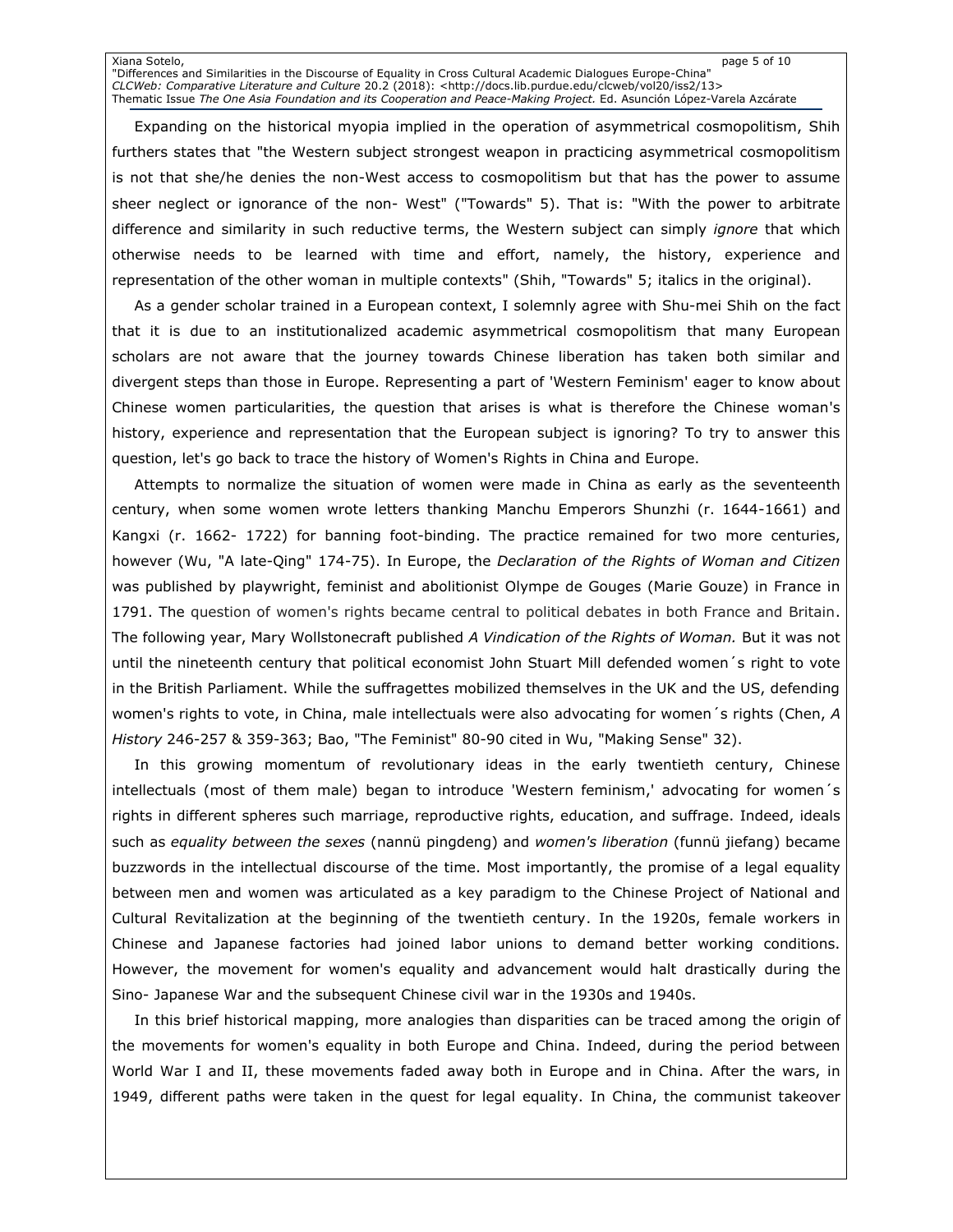Expanding on the historical myopia implied in the operation of asymmetrical cosmopolitism, Shih furthers states that "the Western subject strongest weapon in practicing asymmetrical cosmopolitism is not that she/he denies the non-West access to cosmopolitism but that has the power to assume sheer neglect or ignorance of the non- West" ("Towards" 5). That is: "With the power to arbitrate difference and similarity in such reductive terms, the Western subject can simply *ignore* that which otherwise needs to be learned with time and effort, namely, the history, experience and representation of the other woman in multiple contexts" (Shih, "Towards" 5; italics in the original).

As a gender scholar trained in a European context, I solemnly agree with Shu-mei Shih on the fact that it is due to an institutionalized academic asymmetrical cosmopolitism that many European scholars are not aware that the journey towards Chinese liberation has taken both similar and divergent steps than those in Europe. Representing a part of 'Western Feminism' eager to know about Chinese women particularities, the question that arises is what is therefore the Chinese woman's history, experience and representation that the European subject is ignoring? To try to answer this question, let's go back to trace the history of Women's Rights in China and Europe.

Attempts to normalize the situation of women were made in China as early as the seventeenth century, when some women wrote letters thanking Manchu Emperors Shunzhi (r. 1644-1661) and Kangxi (r. 1662- 1722) for banning foot-binding. The practice remained for two more centuries, however (Wu, "A late-Qing" 174-75). In Europe, the *Declaration of the Rights of Woman and Citizen* was published by playwright, feminist and abolitionist Olympe de Gouges (Marie Gouze) in France in 1791. The question of women's rights became central to political debates in both France and Britain. The following year, Mary Wollstonecraft published *A Vindication of the Rights of Woman.* But it was not until the nineteenth century that political economist John Stuart Mill defended women´s right to vote in the British Parliament. While the suffragettes mobilized themselves in the UK and the US, defending women's rights to vote, in China, male intellectuals were also advocating for women´s rights (Chen, *A History* 246-257 & 359-363; Bao, "The Feminist" 80-90 cited in Wu, "Making Sense" 32).

In this growing momentum of revolutionary ideas in the early twentieth century, Chinese intellectuals (most of them male) began to introduce 'Western feminism,' advocating for women´s rights in different spheres such marriage, reproductive rights, education, and suffrage. Indeed, ideals such as *equality between the sexes* (nannü pingdeng) and *women's liberation* (funnü jiefang) became buzzwords in the intellectual discourse of the time. Most importantly, the promise of a legal equality between men and women was articulated as a key paradigm to the Chinese Project of National and Cultural Revitalization at the beginning of the twentieth century. In the 1920s, female workers in Chinese and Japanese factories had joined labor unions to demand better working conditions. However, the movement for women's equality and advancement would halt drastically during the Sino- Japanese War and the subsequent Chinese civil war in the 1930s and 1940s.

In this brief historical mapping, more analogies than disparities can be traced among the origin of the movements for women's equality in both Europe and China. Indeed, during the period between World War I and II, these movements faded away both in Europe and in China. After the wars, in 1949, different paths were taken in the quest for legal equality. In China, the communist takeover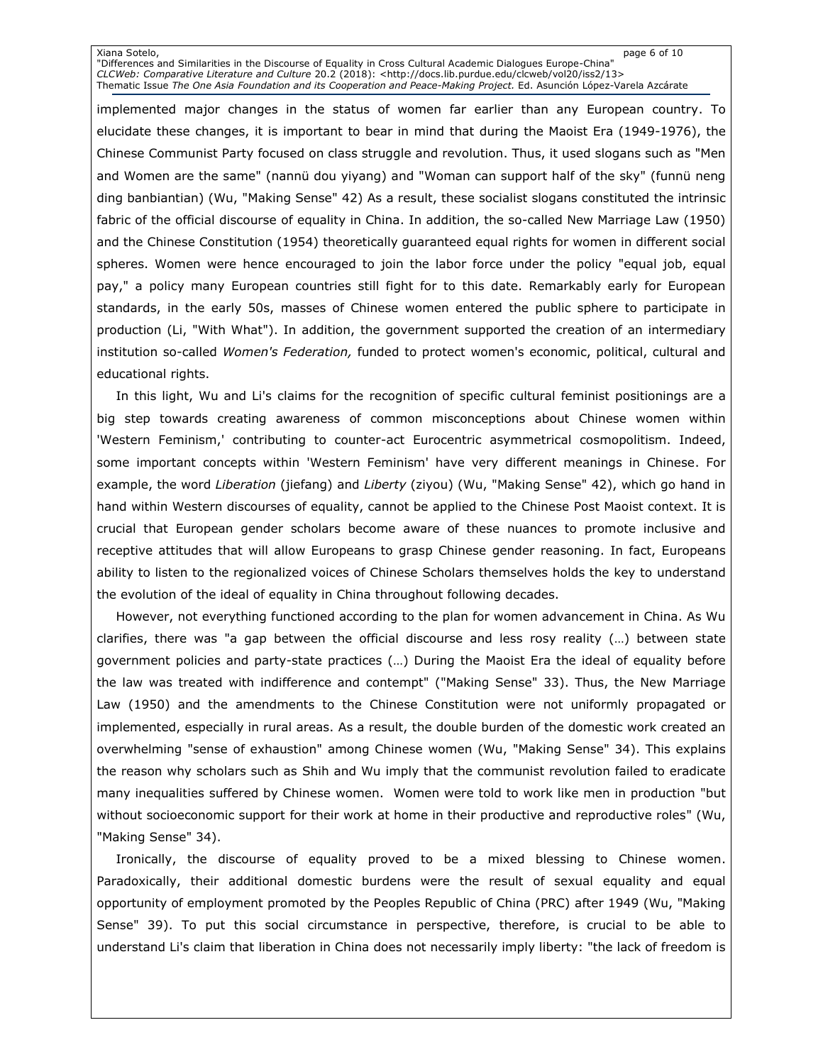implemented major changes in the status of women far earlier than any European country. To elucidate these changes, it is important to bear in mind that during the Maoist Era (1949-1976), the Chinese Communist Party focused on class struggle and revolution. Thus, it used slogans such as "Men and Women are the same" (nannü dou yiyang) and "Woman can support half of the sky" (funnü neng ding banbiantian) (Wu, "Making Sense" 42) As a result, these socialist slogans constituted the intrinsic fabric of the official discourse of equality in China. In addition, the so-called New Marriage Law (1950) and the Chinese Constitution (1954) theoretically guaranteed equal rights for women in different social spheres. Women were hence encouraged to join the labor force under the policy "equal job, equal pay," a policy many European countries still fight for to this date. Remarkably early for European standards, in the early 50s, masses of Chinese women entered the public sphere to participate in production (Li, "With What"). In addition, the government supported the creation of an intermediary institution so-called *Women's Federation,* funded to protect women's economic, political, cultural and educational rights.

In this light, Wu and Li's claims for the recognition of specific cultural feminist positionings are a big step towards creating awareness of common misconceptions about Chinese women within 'Western Feminism,' contributing to counter-act Eurocentric asymmetrical cosmopolitism. Indeed, some important concepts within 'Western Feminism' have very different meanings in Chinese. For example, the word *Liberation* (jiefang) and *Liberty* (ziyou) (Wu, "Making Sense" 42), which go hand in hand within Western discourses of equality, cannot be applied to the Chinese Post Maoist context. It is crucial that European gender scholars become aware of these nuances to promote inclusive and receptive attitudes that will allow Europeans to grasp Chinese gender reasoning. In fact, Europeans ability to listen to the regionalized voices of Chinese Scholars themselves holds the key to understand the evolution of the ideal of equality in China throughout following decades.

However, not everything functioned according to the plan for women advancement in China. As Wu clarifies, there was "a gap between the official discourse and less rosy reality (…) between state government policies and party-state practices (…) During the Maoist Era the ideal of equality before the law was treated with indifference and contempt" ("Making Sense" 33). Thus, the New Marriage Law (1950) and the amendments to the Chinese Constitution were not uniformly propagated or implemented, especially in rural areas. As a result, the double burden of the domestic work created an overwhelming "sense of exhaustion" among Chinese women (Wu, "Making Sense" 34). This explains the reason why scholars such as Shih and Wu imply that the communist revolution failed to eradicate many inequalities suffered by Chinese women. Women were told to work like men in production "but without socioeconomic support for their work at home in their productive and reproductive roles" (Wu, "Making Sense" 34).

Ironically, the discourse of equality proved to be a mixed blessing to Chinese women. Paradoxically, their additional domestic burdens were the result of sexual equality and equal opportunity of employment promoted by the Peoples Republic of China (PRC) after 1949 (Wu, "Making Sense" 39). To put this social circumstance in perspective, therefore, is crucial to be able to understand Li's claim that liberation in China does not necessarily imply liberty: "the lack of freedom is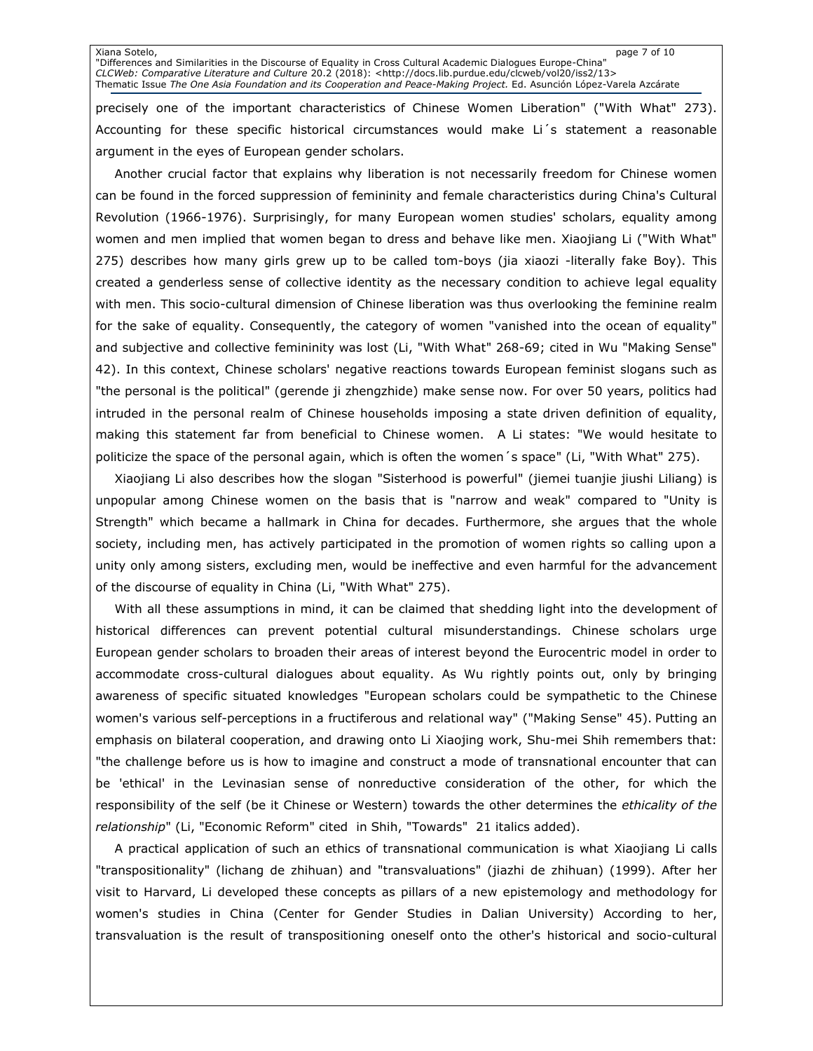precisely one of the important characteristics of Chinese Women Liberation" ("With What" 273). Accounting for these specific historical circumstances would make Li´s statement a reasonable argument in the eyes of European gender scholars.

Another crucial factor that explains why liberation is not necessarily freedom for Chinese women can be found in the forced suppression of femininity and female characteristics during China's Cultural Revolution (1966-1976). Surprisingly, for many European women studies' scholars, equality among women and men implied that women began to dress and behave like men. Xiaojiang Li ("With What" 275) describes how many girls grew up to be called tom-boys (jia xiaozi -literally fake Boy). This created a genderless sense of collective identity as the necessary condition to achieve legal equality with men. This socio-cultural dimension of Chinese liberation was thus overlooking the feminine realm for the sake of equality. Consequently, the category of women "vanished into the ocean of equality" and subjective and collective femininity was lost (Li, "With What" 268-69; cited in Wu "Making Sense" 42). In this context, Chinese scholars' negative reactions towards European feminist slogans such as "the personal is the political" (gerende ji zhengzhide) make sense now. For over 50 years, politics had intruded in the personal realm of Chinese households imposing a state driven definition of equality, making this statement far from beneficial to Chinese women. A Li states: "We would hesitate to politicize the space of the personal again, which is often the women´s space" (Li, "With What" 275).

Xiaojiang Li also describes how the slogan "Sisterhood is powerful" (jiemei tuanjie jiushi Liliang) is unpopular among Chinese women on the basis that is "narrow and weak" compared to "Unity is Strength" which became a hallmark in China for decades. Furthermore, she argues that the whole society, including men, has actively participated in the promotion of women rights so calling upon a unity only among sisters, excluding men, would be ineffective and even harmful for the advancement of the discourse of equality in China (Li, "With What" 275).

With all these assumptions in mind, it can be claimed that shedding light into the development of historical differences can prevent potential cultural misunderstandings. Chinese scholars urge European gender scholars to broaden their areas of interest beyond the Eurocentric model in order to accommodate cross-cultural dialogues about equality. As Wu rightly points out, only by bringing awareness of specific situated knowledges "European scholars could be sympathetic to the Chinese women's various self-perceptions in a fructiferous and relational way" ("Making Sense" 45). Putting an emphasis on bilateral cooperation, and drawing onto Li Xiaojing work, Shu-mei Shih remembers that: "the challenge before us is how to imagine and construct a mode of transnational encounter that can be 'ethical' in the Levinasian sense of nonreductive consideration of the other, for which the responsibility of the self (be it Chinese or Western) towards the other determines the *ethicality of the relationship*" (Li, "Economic Reform" cited in Shih, "Towards" 21 italics added).

A practical application of such an ethics of transnational communication is what Xiaojiang Li calls "transpositionality" (lichang de zhihuan) and "transvaluations" (jiazhi de zhihuan) (1999). After her visit to Harvard, Li developed these concepts as pillars of a new epistemology and methodology for women's studies in China (Center for Gender Studies in Dalian University) According to her, transvaluation is the result of transpositioning oneself onto the other's historical and socio-cultural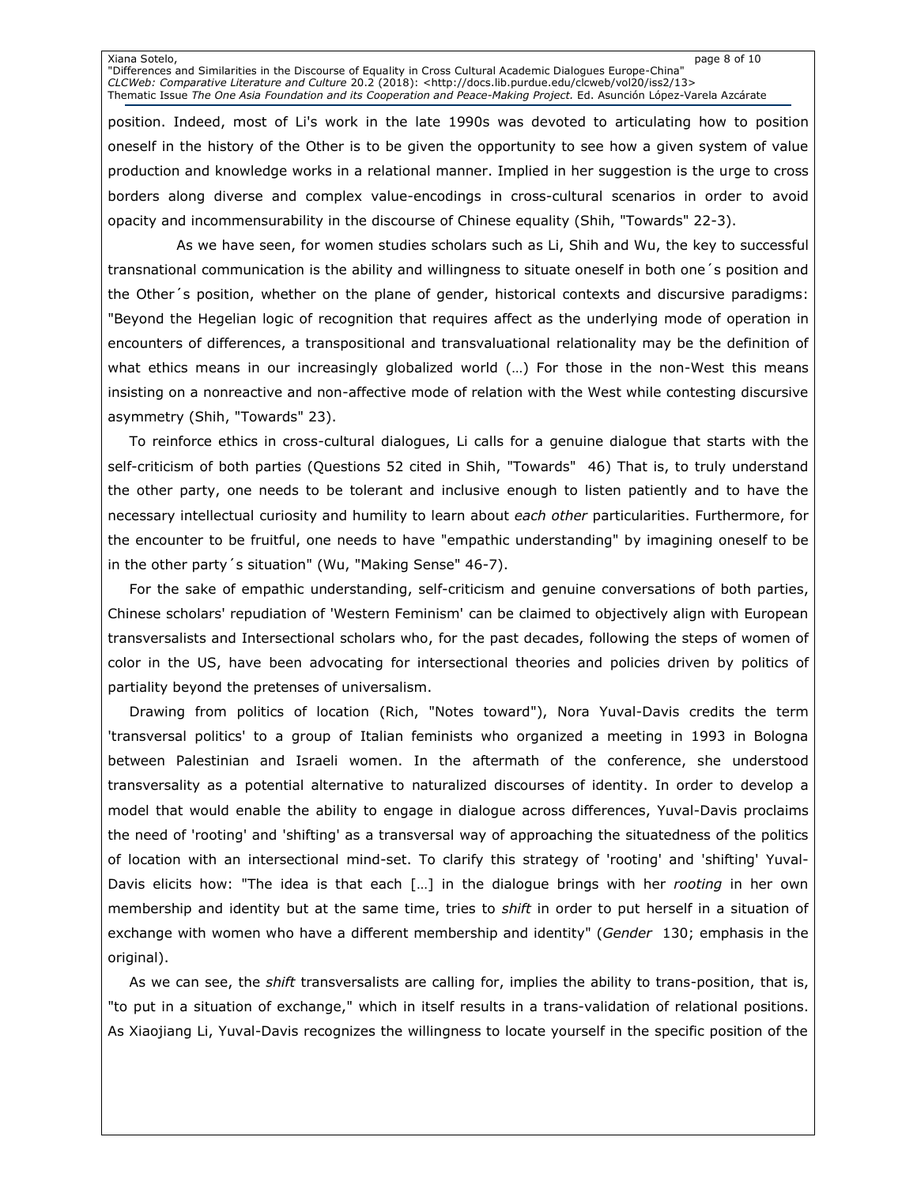position. Indeed, most of Li's work in the late 1990s was devoted to articulating how to position oneself in the history of the Other is to be given the opportunity to see how a given system of value production and knowledge works in a relational manner. Implied in her suggestion is the urge to cross borders along diverse and complex value-encodings in cross-cultural scenarios in order to avoid opacity and incommensurability in the discourse of Chinese equality (Shih, "Towards" 22-3).

As we have seen, for women studies scholars such as Li, Shih and Wu, the key to successful transnational communication is the ability and willingness to situate oneself in both one´s position and the Other´s position, whether on the plane of gender, historical contexts and discursive paradigms: "Beyond the Hegelian logic of recognition that requires affect as the underlying mode of operation in encounters of differences, a transpositional and transvaluational relationality may be the definition of what ethics means in our increasingly globalized world (…) For those in the non-West this means insisting on a nonreactive and non-affective mode of relation with the West while contesting discursive asymmetry (Shih, "Towards" 23).

To reinforce ethics in cross-cultural dialogues, Li calls for a genuine dialogue that starts with the self-criticism of both parties (Questions 52 cited in Shih, "Towards" 46) That is, to truly understand the other party, one needs to be tolerant and inclusive enough to listen patiently and to have the necessary intellectual curiosity and humility to learn about *each other* particularities. Furthermore, for the encounter to be fruitful, one needs to have "empathic understanding" by imagining oneself to be in the other party´s situation" (Wu, "Making Sense" 46-7).

For the sake of empathic understanding, self-criticism and genuine conversations of both parties, Chinese scholars' repudiation of 'Western Feminism' can be claimed to objectively align with European transversalists and Intersectional scholars who, for the past decades, following the steps of women of color in the US, have been advocating for intersectional theories and policies driven by politics of partiality beyond the pretenses of universalism.

Drawing from politics of location (Rich, "Notes toward"), Nora Yuval-Davis credits the term 'transversal politics' to a group of Italian feminists who organized a meeting in 1993 in Bologna between Palestinian and Israeli women. In the aftermath of the conference, she understood transversality as a potential alternative to naturalized discourses of identity. In order to develop a model that would enable the ability to engage in dialogue across differences, Yuval-Davis proclaims the need of 'rooting' and 'shifting' as a transversal way of approaching the situatedness of the politics of location with an intersectional mind-set. To clarify this strategy of 'rooting' and 'shifting' Yuval-Davis elicits how: "The idea is that each […] in the dialogue brings with her *rooting* in her own membership and identity but at the same time, tries to *shift* in order to put herself in a situation of exchange with women who have a different membership and identity" (*Gender* 130; emphasis in the original).

As we can see, the *shift* transversalists are calling for, implies the ability to trans-position, that is, "to put in a situation of exchange," which in itself results in a trans-validation of relational positions. As Xiaojiang Li, Yuval-Davis recognizes the willingness to locate yourself in the specific position of the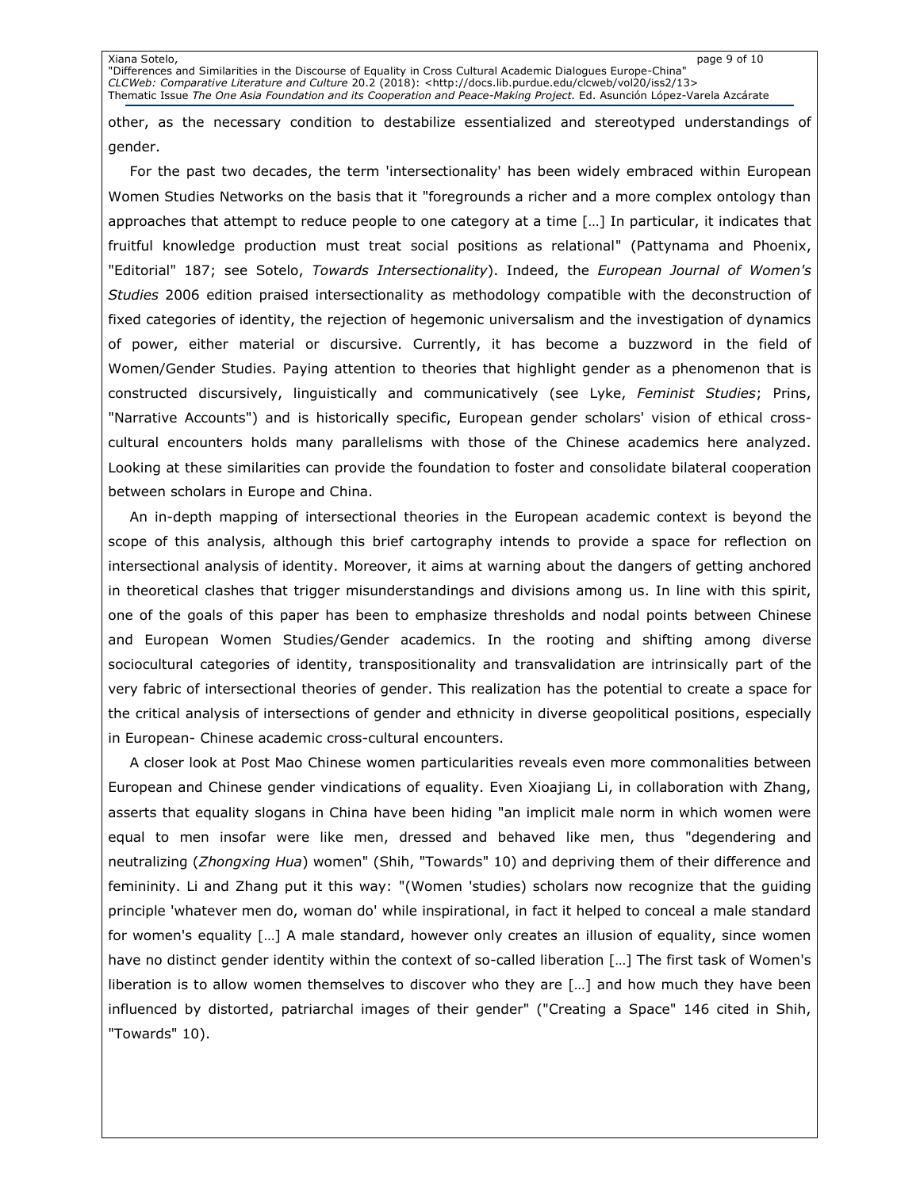other, as the necessary condition to destabilize essentialized and stereotyped understandings of gender.

For the past two decades, the term 'intersectionality' has been widely embraced within European Women Studies Networks on the basis that it "foregrounds a richer and a more complex ontology than approaches that attempt to reduce people to one category at a time […] In particular, it indicates that fruitful knowledge production must treat social positions as relational" (Pattynama and Phoenix, "Editorial" 187; see Sotelo, *Towards Intersectionality*). Indeed, the *European Journal of Women's Studies* 2006 edition praised intersectionality as methodology compatible with the deconstruction of fixed categories of identity, the rejection of hegemonic universalism and the investigation of dynamics of power, either material or discursive. Currently, it has become a buzzword in the field of Women/Gender Studies. Paying attention to theories that highlight gender as a phenomenon that is constructed discursively, linguistically and communicatively (see Lyke, *Feminist Studies*; Prins, "Narrative Accounts") and is historically specific, European gender scholars' vision of ethical cross-cultural encounters holds many parallelisms with those of the Chinese academics here analyzed. Looking at these similarities can provide the foundation to foster and consolidate bilateral cooperation between scholars in Europe and China.

An in-depth mapping of intersectional theories in the European academic context is beyond the scope of this analysis, although this brief cartography intends to provide a space for reflection on intersectional analysis of identity. Moreover, it aims at warning about the dangers of getting anchored in theoretical clashes that trigger misunderstandings and divisions among us. In line with this spirit, one of the goals of this paper has been to emphasize thresholds and nodal points between Chinese and European Women Studies/Gender academics. In the rooting and shifting among diverse sociocultural categories of identity, transpositionality and transvalidation are intrinsically part of the very fabric of intersectional theories of gender. This realization has the potential to create a space for the critical analysis of intersections of gender and ethnicity in diverse geopolitical positions, especially in European- Chinese academic cross-cultural encounters.

A closer look at Post Mao Chinese women particularities reveals even more commonalities between European and Chinese gender vindications of equality. Even Xioajiang Li, in collaboration with Zhang, asserts that equality slogans in China have been hiding "an implicit male norm in which women were equal to men insofar were like men, dressed and behaved like men, thus "degendering and neutralizing (*Zhongxing Hua*) women" (Shih, "Towards" 10) and depriving them of their difference and femininity. Li and Zhang put it this way: "(Women 'studies) scholars now recognize that the guiding principle 'whatever men do, woman do' while inspirational, in fact it helped to conceal a male standard for women's equality […] A male standard, however only creates an illusion of equality, since women have no distinct gender identity within the context of so-called liberation […] The first task of Women's liberation is to allow women themselves to discover who they are […] and how much they have been influenced by distorted, patriarchal images of their gender" ("Creating a Space" 146 cited in Shih, "Towards" 10).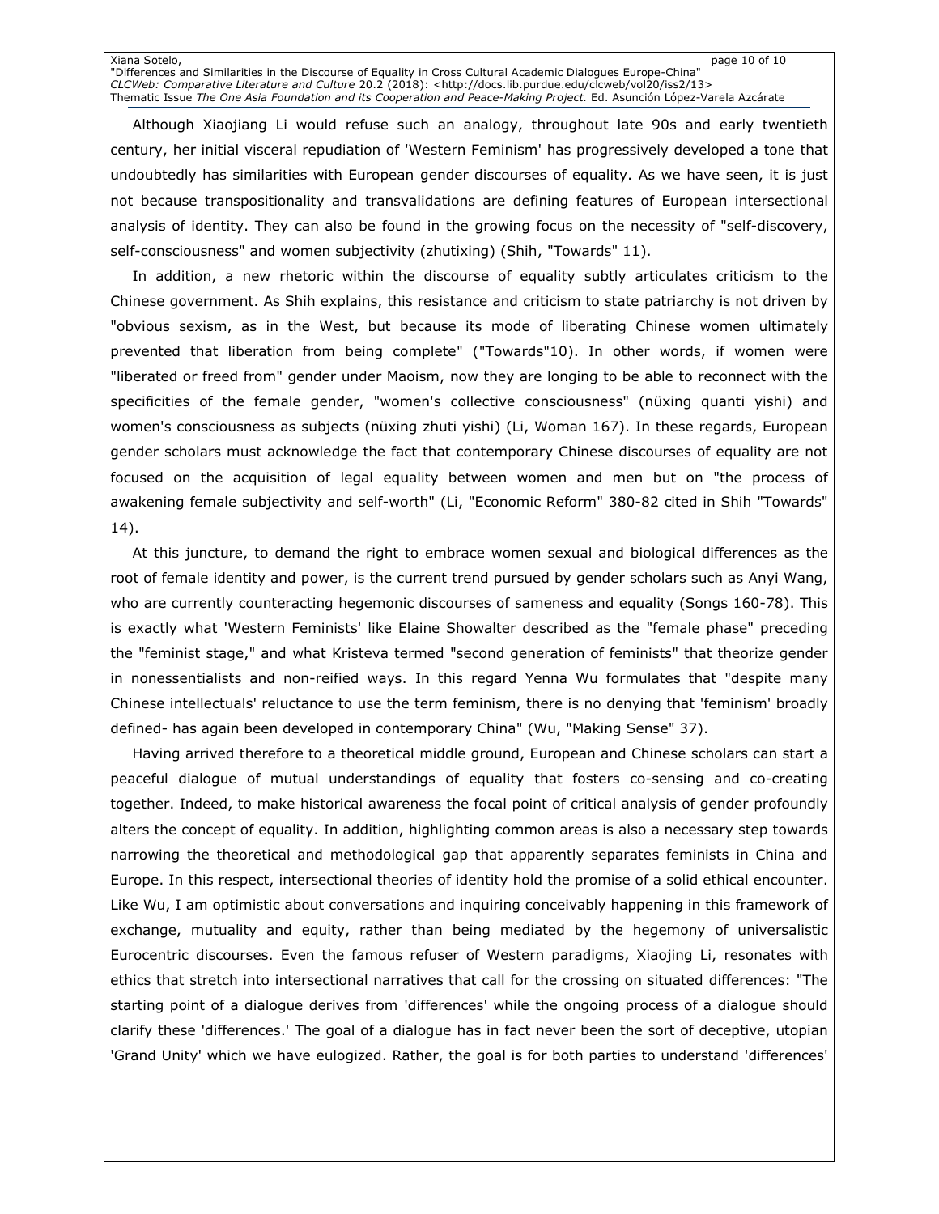Although Xiaojiang Li would refuse such an analogy, throughout late 90s and early twentieth century, her initial visceral repudiation of 'Western Feminism' has progressively developed a tone that undoubtedly has similarities with European gender discourses of equality. As we have seen, it is just not because transpositionality and transvalidations are defining features of European intersectional analysis of identity. They can also be found in the growing focus on the necessity of "self-discovery, self-consciousness" and women subjectivity (zhutixing) (Shih, "Towards" 11).

In addition, a new rhetoric within the discourse of equality subtly articulates criticism to the Chinese government. As Shih explains, this resistance and criticism to state patriarchy is not driven by "obvious sexism, as in the West, but because its mode of liberating Chinese women ultimately prevented that liberation from being complete" ("Towards"10). In other words, if women were "liberated or freed from" gender under Maoism, now they are longing to be able to reconnect with the specificities of the female gender, "women's collective consciousness" (nüxing quanti yishi) and women's consciousness as subjects (nüxing zhuti yishi) (Li, Woman 167). In these regards, European gender scholars must acknowledge the fact that contemporary Chinese discourses of equality are not focused on the acquisition of legal equality between women and men but on "the process of awakening female subjectivity and self-worth" (Li, "Economic Reform" 380-82 cited in Shih "Towards" 14).

At this juncture, to demand the right to embrace women sexual and biological differences as the root of female identity and power, is the current trend pursued by gender scholars such as Anyi Wang, who are currently counteracting hegemonic discourses of sameness and equality (Songs 160-78). This is exactly what 'Western Feminists' like Elaine Showalter described as the "female phase" preceding the "feminist stage," and what Kristeva termed "second generation of feminists" that theorize gender in nonessentialists and non-reified ways. In this regard Yenna Wu formulates that "despite many Chinese intellectuals' reluctance to use the term feminism, there is no denying that 'feminism' broadly defined- has again been developed in contemporary China" (Wu, "Making Sense" 37).

Having arrived therefore to a theoretical middle ground, European and Chinese scholars can start a peaceful dialogue of mutual understandings of equality that fosters co-sensing and co-creating together. Indeed, to make historical awareness the focal point of critical analysis of gender profoundly alters the concept of equality. In addition, highlighting common areas is also a necessary step towards narrowing the theoretical and methodological gap that apparently separates feminists in China and Europe. In this respect, intersectional theories of identity hold the promise of a solid ethical encounter. Like Wu, I am optimistic about conversations and inquiring conceivably happening in this framework of exchange, mutuality and equity, rather than being mediated by the hegemony of universalistic Eurocentric discourses. Even the famous refuser of Western paradigms, Xiaojing Li, resonates with ethics that stretch into intersectional narratives that call for the crossing on situated differences: "The starting point of a dialogue derives from 'differences' while the ongoing process of a dialogue should clarify these 'differences.' The goal of a dialogue has in fact never been the sort of deceptive, utopian 'Grand Unity' which we have eulogized. Rather, the goal is for both parties to understand 'differences'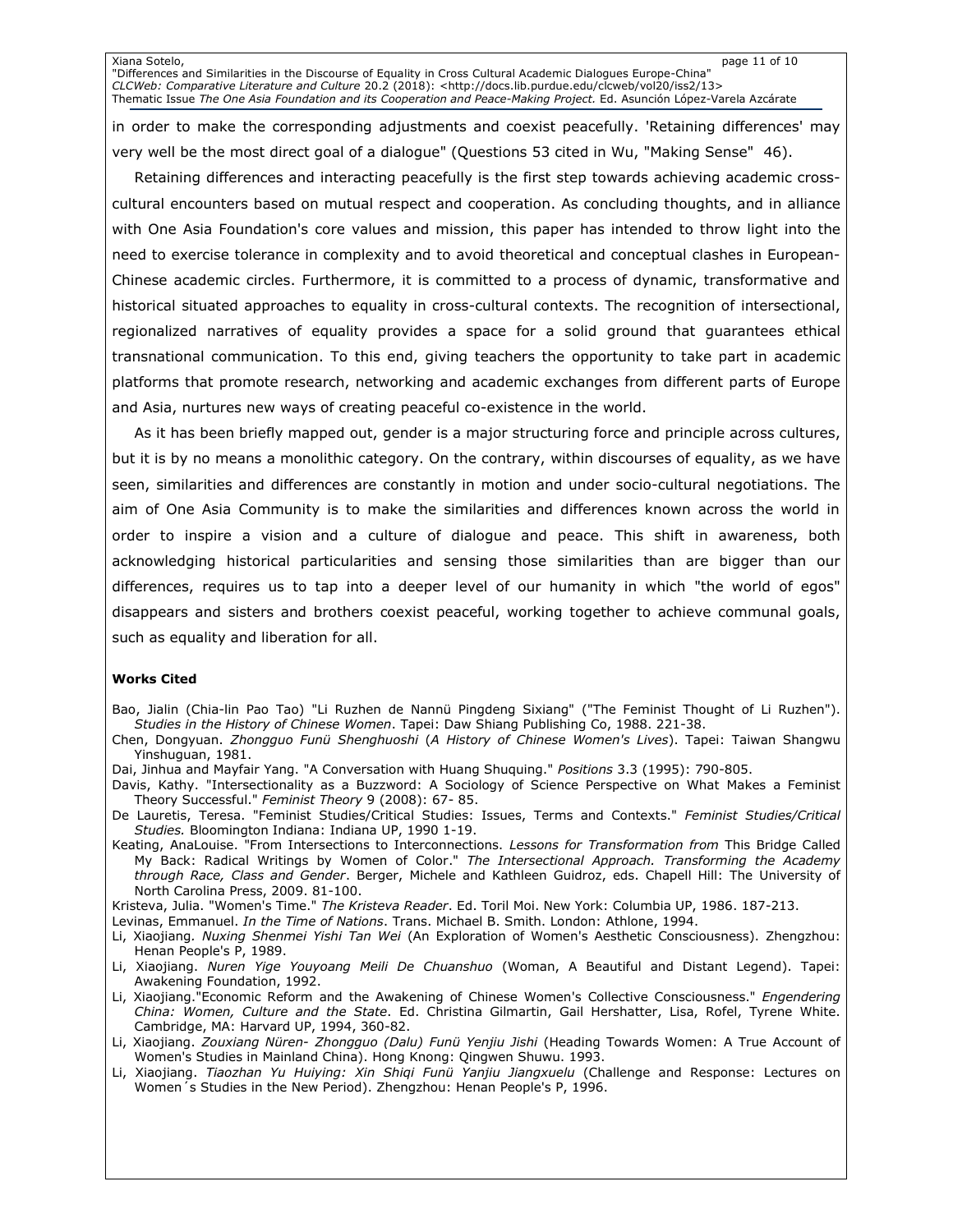in order to make the corresponding adjustments and coexist peacefully. 'Retaining differences' may very well be the most direct goal of a dialogue" (Questions 53 cited in Wu, "Making Sense"  46).

Retaining differences and interacting peacefully is the first step towards achieving academic cross-cultural encounters based on mutual respect and cooperation. As concluding thoughts, and in alliance with One Asia Foundation's core values and mission, this paper has intended to throw light into the need to exercise tolerance in complexity and to avoid theoretical and conceptual clashes in European-Chinese academic circles. Furthermore, it is committed to a process of dynamic, transformative and historical situated approaches to equality in cross-cultural contexts. The recognition of intersectional, regionalized narratives of equality provides a space for a solid ground that guarantees ethical transnational communication. To this end, giving teachers the opportunity to take part in academic platforms that promote research, networking and academic exchanges from different parts of Europe and Asia, nurtures new ways of creating peaceful co-existence in the world.

As it has been briefly mapped out, gender is a major structuring force and principle across cultures, but it is by no means a monolithic category. On the contrary, within discourses of equality, as we have seen, similarities and differences are constantly in motion and under socio-cultural negotiations. The aim of One Asia Community is to make the similarities and differences known across the world in order to inspire a vision and a culture of dialogue and peace. This shift in awareness, both acknowledging historical particularities and sensing those similarities than are bigger than our differences, requires us to tap into a deeper level of our humanity in which "the world of egos" disappears and sisters and brothers coexist peaceful, working together to achieve communal goals, such as equality and liberation for all.

**Works Cited**

Bao, Jialin (Chia-lin Pao Tao) "Li Ruzhen de Nannü Pingdeng Sixiang" ("The Feminist Thought of Li Ruzhen"). *Studies in the History of Chinese Women*. Tapei: Daw Shiang Publishing Co, 1988. 221-38.

Chen, Dongyuan. *Zhongguo Funü Shenghuoshi* (*A History of Chinese Women's Lives*). Tapei: Taiwan Shangwu Yinshuguan, 1981.

Dai, Jinhua and Mayfair Yang. "A Conversation with Huang Shuquing." *Positions* 3.3 (1995): 790-805.

Davis, Kathy. "Intersectionality as a Buzzword: A Sociology of Science Perspective on What Makes a Feminist Theory Successful." *Feminist Theory* 9 (2008): 67- 85.

De Lauretis, Teresa. "Feminist Studies/Critical Studies: Issues, Terms and Contexts." *Feminist Studies/Critical Studies.* Bloomington Indiana: Indiana UP, 1990 1-19.

Keating, AnaLouise. "From Intersections to Interconnections. *Lessons for Transformation from* This Bridge Called My Back: Radical Writings by Women of Color." *The Intersectional Approach. Transforming the Academy through Race, Class and Gender*. Berger, Michele and Kathleen Guidroz, eds. Chapell Hill: The University of North Carolina Press, 2009. 81-100.

Kristeva, Julia. "Women's Time." *The Kristeva Reader*. Ed. Toril Moi. New York: Columbia UP, 1986. 187-213.

Levinas, Emmanuel. *In the Time of Nations*. Trans. Michael B. Smith. London: Athlone, 1994.

Li, Xiaojiang. *Nuxing Shenmei Yishi Tan Wei* (An Exploration of Women's Aesthetic Consciousness). Zhengzhou: Henan People's P, 1989.

Li, Xiaojiang. *Nuren Yige Youyoang Meili De Chuanshuo* (Woman, A Beautiful and Distant Legend). Tapei: Awakening Foundation, 1992.

Li, Xiaojiang."Economic Reform and the Awakening of Chinese Women's Collective Consciousness." *Engendering China: Women, Culture and the State*. Ed. Christina Gilmartin, Gail Hershatter, Lisa, Rofel, Tyrene White. Cambridge, MA: Harvard UP, 1994, 360-82.

Li, Xiaojiang. *Zouxiang Nüren- Zhongguo (Dalu) Funü Yenjiu Jishi* (Heading Towards Women: A True Account of Women's Studies in Mainland China). Hong Knong: Qingwen Shuwu. 1993.

Li, Xiaojiang. *Tiaozhan Yu Huiying: Xin Shiqi Funü Yanjiu Jiangxuelu* (Challenge and Response: Lectures on Women´s Studies in the New Period). Zhengzhou: Henan People's P, 1996.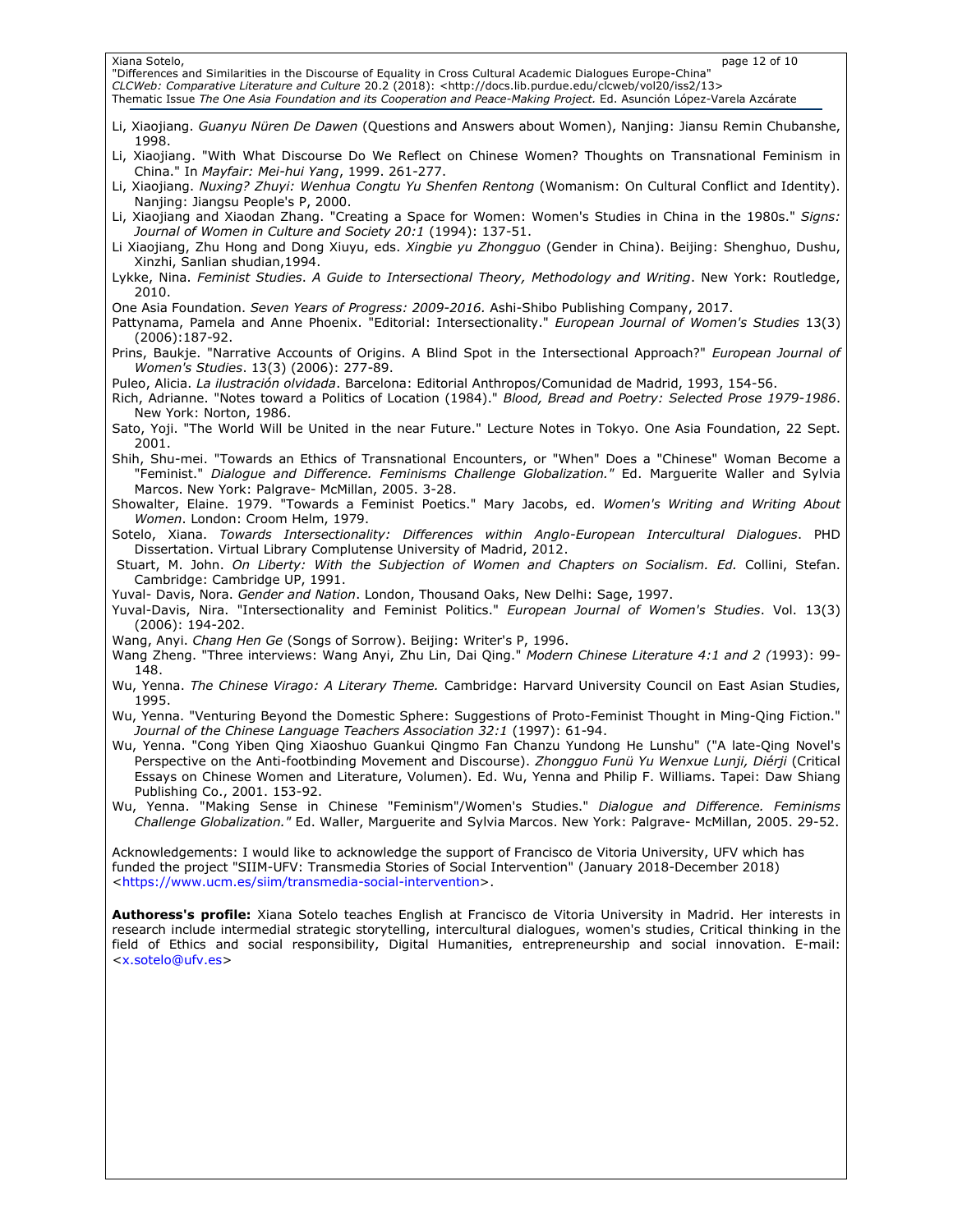Li, Xiaojiang. *Guanyu Nüren De Dawen* (Questions and Answers about Women), Nanjing: Jiansu Remin Chubanshe, 1998.

Li, Xiaojiang. "With What Discourse Do We Reflect on Chinese Women? Thoughts on Transnational Feminism in China." In *Mayfair: Mei-hui Yang*, 1999. 261-277.

Li, Xiaojiang. *Nuxing? Zhuyi: Wenhua Congtu Yu Shenfen Rentong* (Womanism: On Cultural Conflict and Identity). Nanjing: Jiangsu People's P, 2000.

Li, Xiaojiang and Xiaodan Zhang. "Creating a Space for Women: Women's Studies in China in the 1980s." *Signs: Journal of Women in Culture and Society 20:1* (1994): 137-51.

Li Xiaojiang, Zhu Hong and Dong Xiuyu, eds. *Xingbie yu Zhongguo* (Gender in China). Beijing: Shenghuo, Dushu, Xinzhi, Sanlian shudian,1994.

Lykke, Nina. *Feminist Studies. A Guide to Intersectional Theory, Methodology and Writing*. New York: Routledge, 2010.

One Asia Foundation. *Seven Years of Progress: 2009-2016.* Ashi-Shibo Publishing Company, 2017.

Pattynama, Pamela and Anne Phoenix. "Editorial: Intersectionality." *European Journal of Women's Studies* 13(3) (2006):187-92.

Prins, Baukje. "Narrative Accounts of Origins. A Blind Spot in the Intersectional Approach?" *European Journal of Women's Studies*. 13(3) (2006): 277-89.

Puleo, Alicia. *La ilustración olvidada*. Barcelona: Editorial Anthropos/Comunidad de Madrid, 1993, 154-56.

Rich, Adrianne. "Notes toward a Politics of Location (1984)." *Blood, Bread and Poetry: Selected Prose 1979-1986*. New York: Norton, 1986.

Sato, Yoji. "The World Will be United in the near Future." Lecture Notes in Tokyo. One Asia Foundation, 22 Sept. 2001.

Shih, Shu-mei. "Towards an Ethics of Transnational Encounters, or "When" Does a "Chinese" Woman Become a "Feminist." *Dialogue and Difference. Feminisms Challenge Globalization."* Ed. Marguerite Waller and Sylvia Marcos. New York: Palgrave- McMillan, 2005. 3-28.

Showalter, Elaine. 1979. "Towards a Feminist Poetics." Mary Jacobs, ed. *Women's Writing and Writing About Women*. London: Croom Helm, 1979.

Sotelo, Xiana. *Towards Intersectionality: Differences within Anglo-European Intercultural Dialogues*. PHD Dissertation. Virtual Library Complutense University of Madrid, 2012.

Stuart, M. John. *On Liberty: With the Subjection of Women and Chapters on Socialism. Ed.* Collini, Stefan. Cambridge: Cambridge UP, 1991.

Yuval- Davis, Nora. *Gender and Nation*. London, Thousand Oaks, New Delhi: Sage, 1997.

Yuval-Davis, Nira. "Intersectionality and Feminist Politics." *European Journal of Women's Studies*. Vol. 13(3) (2006): 194-202.

Wang, Anyi. *Chang Hen Ge* (Songs of Sorrow). Beijing: Writer's P, 1996.

Wang Zheng. "Three interviews: Wang Anyi, Zhu Lin, Dai Qing." *Modern Chinese Literature 4:1 and 2 (*1993): 99-148.

Wu, Yenna. *The Chinese Virago: A Literary Theme.* Cambridge: Harvard University Council on East Asian Studies, 1995.

Wu, Yenna. "Venturing Beyond the Domestic Sphere: Suggestions of Proto-Feminist Thought in Ming-Qing Fiction." *Journal of the Chinese Language Teachers Association 32:1* (1997): 61-94.

Wu, Yenna. "Cong Yiben Qing Xiaoshuo Guankui Qingmo Fan Chanzu Yundong He Lunshu" ("A late-Qing Novel's Perspective on the Anti-footbinding Movement and Discourse). *Zhongguo Funü Yu Wenxue Lunji, Diérji* (Critical Essays on Chinese Women and Literature, Volumen). Ed. Wu, Yenna and Philip F. Williams. Tapei: Daw Shiang Publishing Co., 2001. 153-92.

Wu, Yenna. "Making Sense in Chinese "Feminism"/Women's Studies." *Dialogue and Difference. Feminisms Challenge Globalization."* Ed. Waller, Marguerite and Sylvia Marcos. New York: Palgrave- McMillan, 2005. 29-52.

Acknowledgements: I would like to acknowledge the support of Francisco de Vitoria University, UFV which has funded the project "SIIM-UFV: Transmedia Stories of Social Intervention" (January 2018-December 2018) <https://www.ucm.es/siim/transmedia-social-intervention>.

**Authoress's profile:** Xiana Sotelo teaches English at Francisco de Vitoria University in Madrid. Her interests in research include intermedial strategic storytelling, intercultural dialogues, women's studies, Critical thinking in the field of Ethics and social responsibility, Digital Humanities, entrepreneurship and social innovation. E-mail: <x.sotelo@ufv.es>